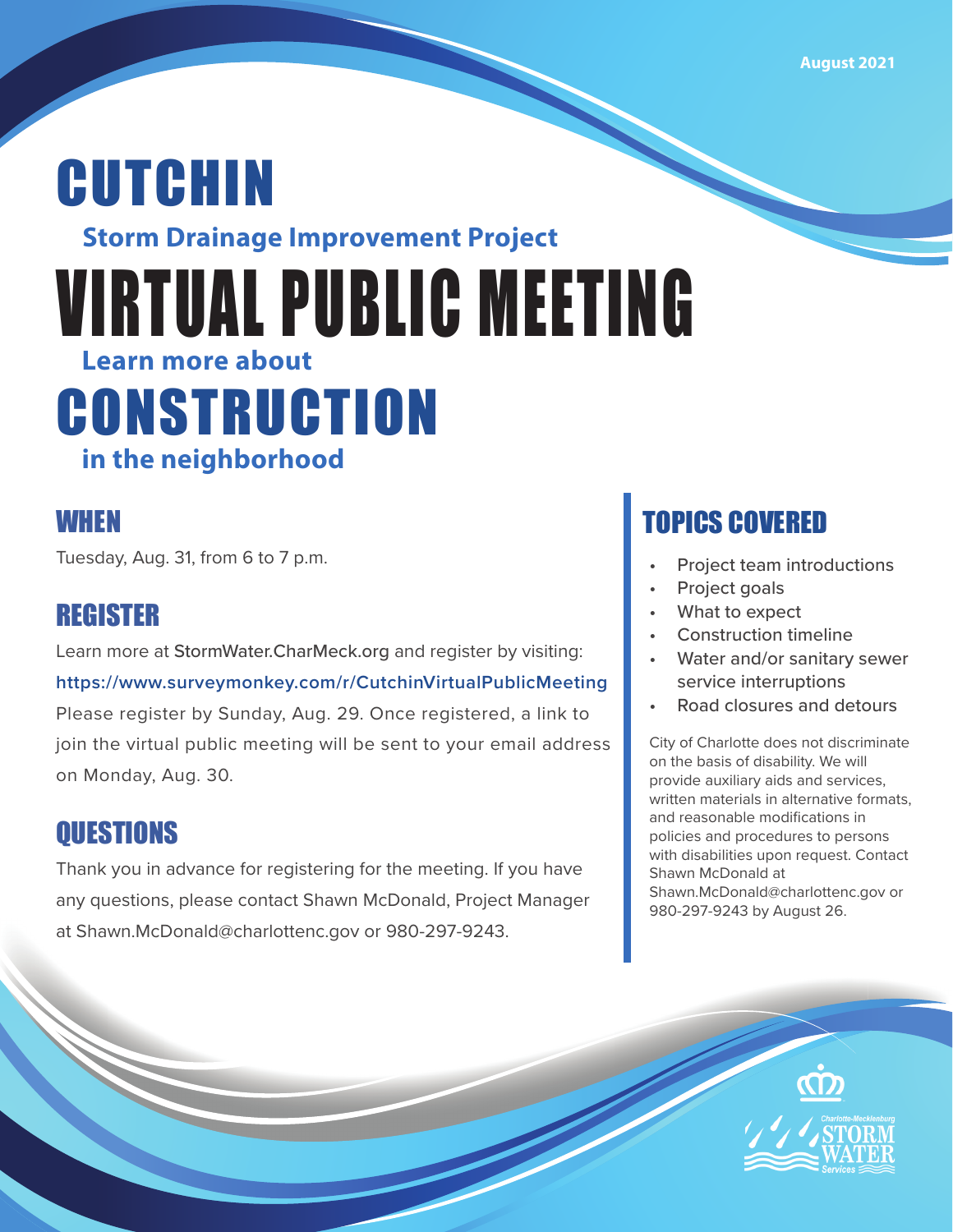August 2021

# CUTCHIN

**Storm Drainage Improvement Project**

# VIRTUAL PUBLIC MEETING

**Learn more about**

# CONSTRUCTION

**in the neighborhood**

## WHEN

Tuesday, Aug. 31, from 6 to 7 p.m.

## REGISTER

Learn more at StormWater.CharMeck.org and register by visiting:
**https://www.surveymonkey.com/r/CutchinVirtualPublicMeeting**
Please register by Sunday, Aug. 29. Once registered, a link to join the virtual public meeting will be sent to your email address on Monday, Aug. 30.

## QUESTIONS

Thank you in advance for registering for the meeting. If you have any questions, please contact Shawn McDonald, Project Manager at Shawn.McDonald@charlottenc.gov or 980-297-9243.

## TOPICS COVERED

- Project team introductions
- Project goals
- What to expect
- Construction timeline
- Water and/or sanitary sewer service interruptions
- Road closures and detours

City of Charlotte does not discriminate on the basis of disability. We will provide auxiliary aids and services, written materials in alternative formats, and reasonable modifications in policies and procedures to persons with disabilities upon request. Contact Shawn McDonald at Shawn.McDonald@charlottenc.gov or 980-297-9243 by August 26.

Charlotte-Mecklenburg STORM WATER Services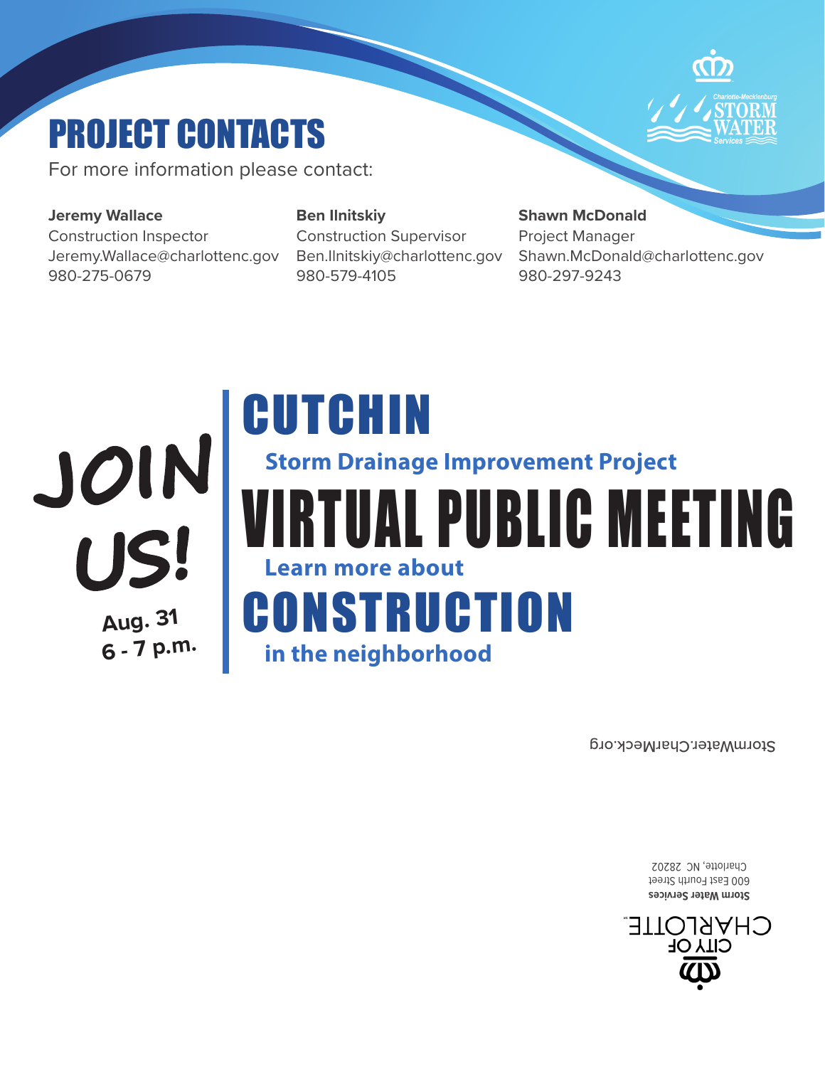# PROJECT CONTACTS

For more information please contact:

**Jeremy Wallace**
Construction Inspector
Jeremy.Wallace@charlottenc.gov
980-275-0679

**Ben Ilnitskiy**
Construction Supervisor
Ben.Ilnitskiy@charlottenc.gov
980-579-4105

**Shawn McDonald**
Project Manager
Shawn.McDonald@charlottenc.gov
980-297-9243

Charlotte-Mecklenburg STORM WATER Services

JOIN US!

**Aug. 31**
**6 - 7 p.m.**

# CUTCHIN

### Storm Drainage Improvement Project

# VIRTUAL PUBLIC MEETING

### Learn more about

# CONSTRUCTION

### in the neighborhood

StormWater.CharMeck.org

CITY OF CHARLOTTE

**Storm Water Services**
600 East Fourth Street
Charlotte, NC 28202